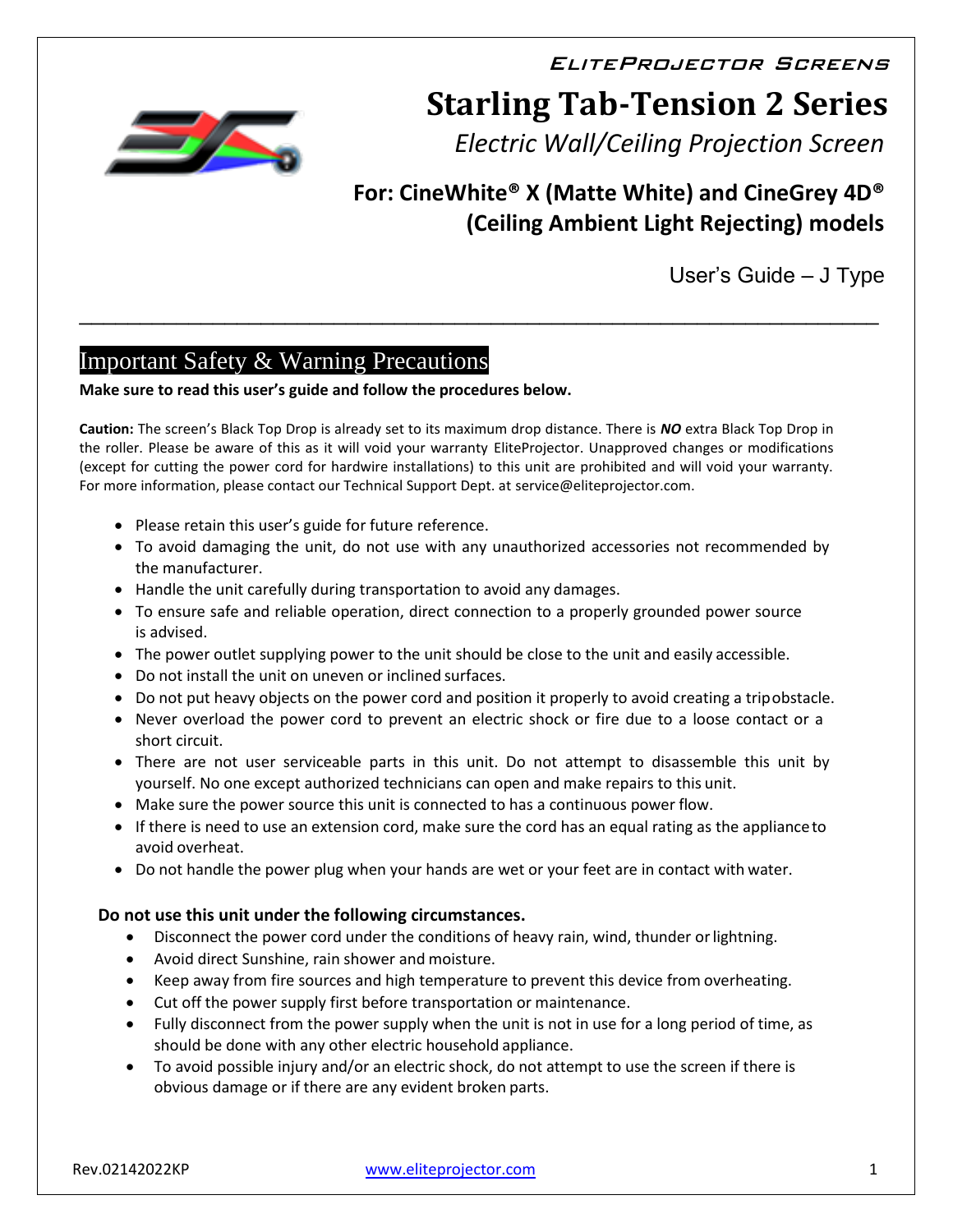ELITEPROJECTOR SCREENS

# Starling Tab-Tension 2 Series

*Electric Wall/Ceiling Projection Screen*

## For: CineWhite® X (Matte White) and CineGrey 4D® (Ceiling Ambient Light Rejecting) models

User's Guide – J Type

---

## Important Safety & Warning Precautions

**Make sure to read this user's guide and follow the procedures below.**

**Caution:** The screen's Black Top Drop is already set to its maximum drop distance. There is ***NO*** extra Black Top Drop in the roller. Please be aware of this as it will void your warranty EliteProjector. Unapproved changes or modifications (except for cutting the power cord for hardwire installations) to this unit are prohibited and will void your warranty. For more information, please contact our Technical Support Dept. at service@eliteprojector.com.

- Please retain this user's guide for future reference.
- To avoid damaging the unit, do not use with any unauthorized accessories not recommended by the manufacturer.
- Handle the unit carefully during transportation to avoid any damages.
- To ensure safe and reliable operation, direct connection to a properly grounded power source is advised.
- The power outlet supplying power to the unit should be close to the unit and easily accessible.
- Do not install the unit on uneven or inclined surfaces.
- Do not put heavy objects on the power cord and position it properly to avoid creating a trip obstacle.
- Never overload the power cord to prevent an electric shock or fire due to a loose contact or a short circuit.
- There are not user serviceable parts in this unit. Do not attempt to disassemble this unit by yourself. No one except authorized technicians can open and make repairs to this unit.
- Make sure the power source this unit is connected to has a continuous power flow.
- If there is need to use an extension cord, make sure the cord has an equal rating as the appliance to avoid overheat.
- Do not handle the power plug when your hands are wet or your feet are in contact with water.

**Do not use this unit under the following circumstances.**

- Disconnect the power cord under the conditions of heavy rain, wind, thunder or lightning.
- Avoid direct Sunshine, rain shower and moisture.
- Keep away from fire sources and high temperature to prevent this device from overheating.
- Cut off the power supply first before transportation or maintenance.
- Fully disconnect from the power supply when the unit is not in use for a long period of time, as should be done with any other electric household appliance.
- To avoid possible injury and/or an electric shock, do not attempt to use the screen if there is obvious damage or if there are any evident broken parts.

Rev.02142022KP www.eliteprojector.com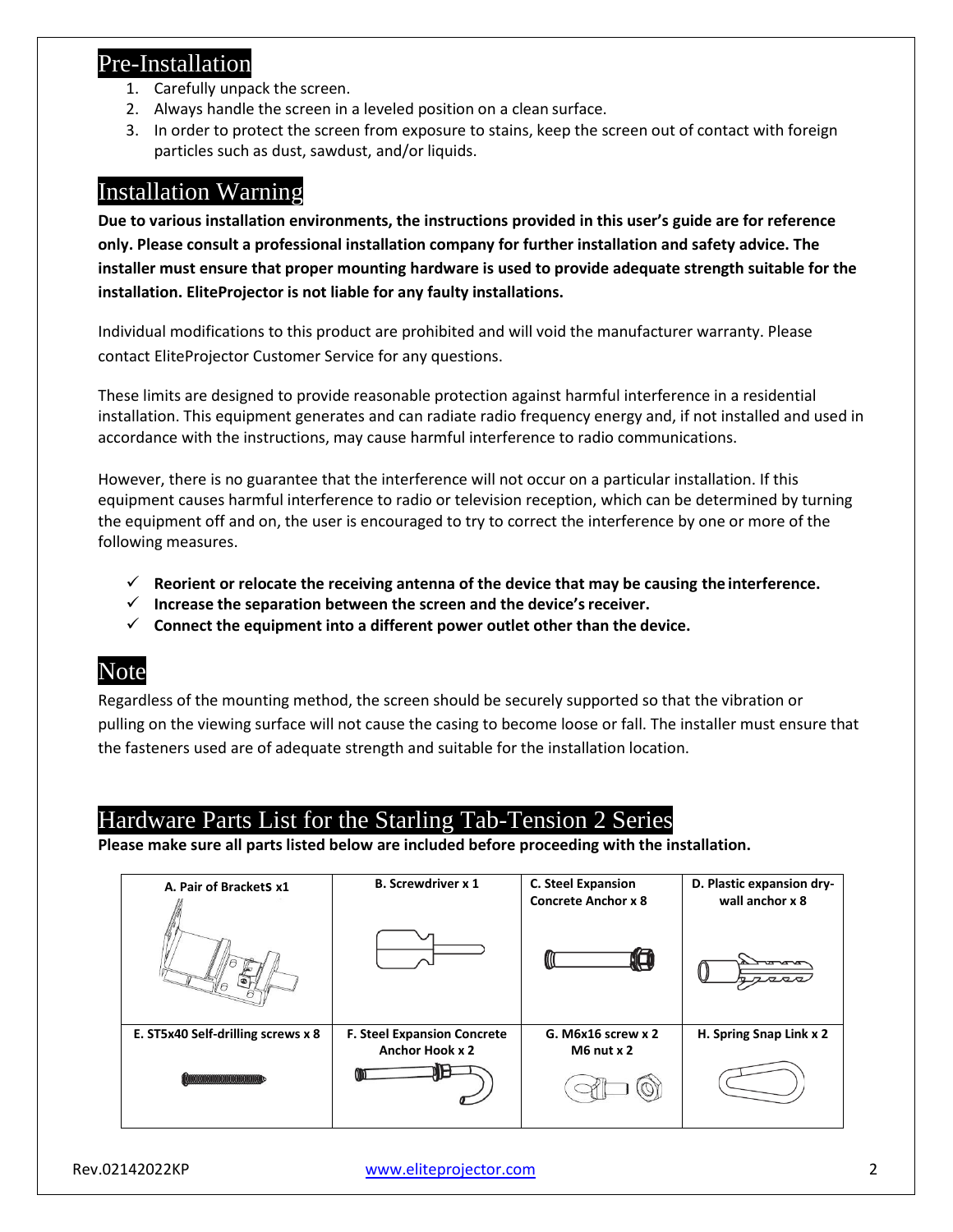## Pre-Installation

1. Carefully unpack the screen.
2. Always handle the screen in a leveled position on a clean surface.
3. In order to protect the screen from exposure to stains, keep the screen out of contact with foreign particles such as dust, sawdust, and/or liquids.

## Installation Warning

**Due to various installation environments, the instructions provided in this user's guide are for reference only. Please consult a professional installation company for further installation and safety advice. The installer must ensure that proper mounting hardware is used to provide adequate strength suitable for the installation. EliteProjector is not liable for any faulty installations.**

Individual modifications to this product are prohibited and will void the manufacturer warranty. Please contact EliteProjector Customer Service for any questions.

These limits are designed to provide reasonable protection against harmful interference in a residential installation. This equipment generates and can radiate radio frequency energy and, if not installed and used in accordance with the instructions, may cause harmful interference to radio communications.

However, there is no guarantee that the interference will not occur on a particular installation. If this equipment causes harmful interference to radio or television reception, which can be determined by turning the equipment off and on, the user is encouraged to try to correct the interference by one or more of the following measures.

- ✓ **Reorient or relocate the receiving antenna of the device that may be causing the interference.**
- ✓ **Increase the separation between the screen and the device's receiver.**
- ✓ **Connect the equipment into a different power outlet other than the device.**

## Note

Regardless of the mounting method, the screen should be securely supported so that the vibration or pulling on the viewing surface will not cause the casing to become loose or fall. The installer must ensure that the fasteners used are of adequate strength and suitable for the installation location.

## Hardware Parts List for the Starling Tab-Tension 2 Series

**Please make sure all parts listed below are included before proceeding with the installation.**

| A. Pair of BracketS x1 | B. Screwdriver x 1 | C. Steel Expansion Concrete Anchor x 8 | D. Plastic expansion dry-wall anchor x 8 |
|---|---|---|---|
| **E. ST5x40 Self-drilling screws x 8** | **F. Steel Expansion Concrete Anchor Hook x 2** | **G. M6x16 screw x 2 M6 nut x 2** | **H. Spring Snap Link x 2** |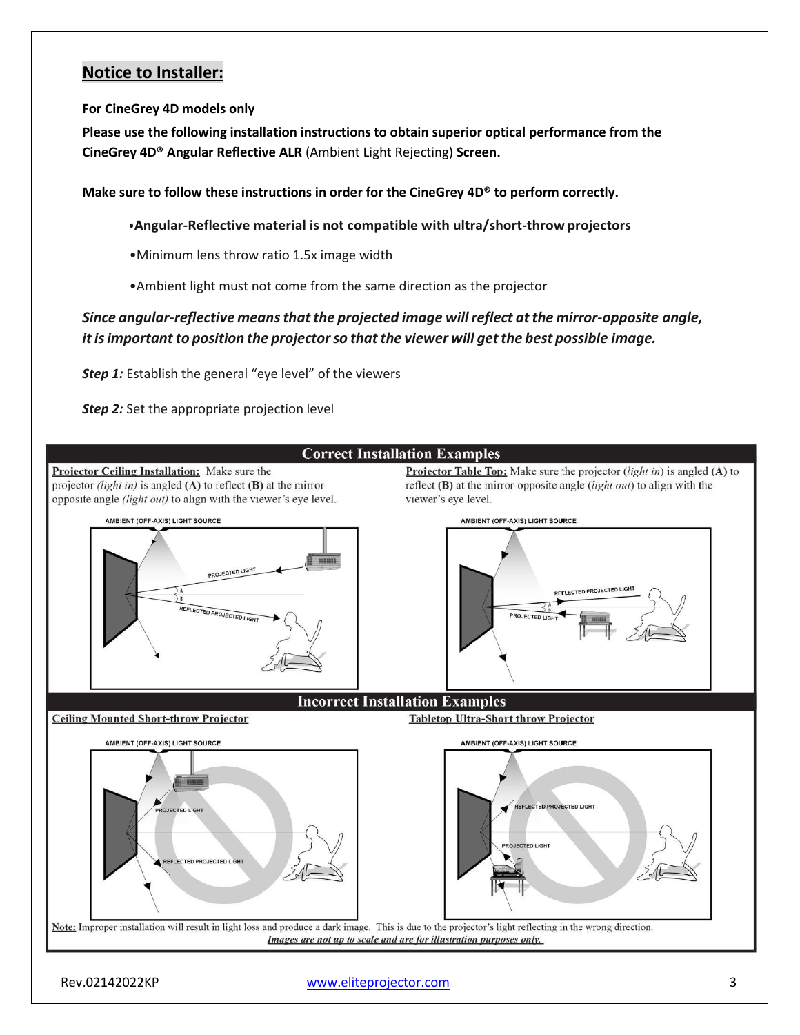## Notice to Installer:

**For CineGrey 4D models only**

**Please use the following installation instructions to obtain superior optical performance from the CineGrey 4D® Angular Reflective ALR** (Ambient Light Rejecting) **Screen.**

**Make sure to follow these instructions in order for the CineGrey 4D® to perform correctly.**

- **Angular-Reflective material is not compatible with ultra/short-throw projectors**
- Minimum lens throw ratio 1.5x image width
- Ambient light must not come from the same direction as the projector

***Since angular-reflective means that the projected image will reflect at the mirror-opposite angle, it is important to position the projector so that the viewer will get the best possible image.***

***Step 1:*** Establish the general "eye level" of the viewers

***Step 2:*** Set the appropriate projection level

### Correct Installation Examples

**Projector Ceiling Installation:** Make sure the projector *(light in)* is angled **(A)** to reflect **(B)** at the mirror-opposite angle *(light out)* to align with the viewer's eye level.

AMBIENT (OFF-AXIS) LIGHT SOURCE

PROJECTED LIGHT

A

B

REFLECTED PROJECTED LIGHT

**Projector Table Top:** Make sure the projector (*light in*) is angled **(A)** to reflect **(B)** at the mirror-opposite angle (*light out*) to align with the viewer's eye level.

AMBIENT (OFF-AXIS) LIGHT SOURCE

REFLECTED PROJECTED LIGHT

A

B

PROJECTED LIGHT

### Incorrect Installation Examples

**Ceiling Mounted Short-throw Projector**

AMBIENT (OFF-AXIS) LIGHT SOURCE

PROJECTED LIGHT

REFLECTED PROJECTED LIGHT

**Tabletop Ultra-Short throw Projector**

AMBIENT (OFF-AXIS) LIGHT SOURCE

REFLECTED PROJECTED LIGHT

PROJECTED LIGHT

**Note:** Improper installation will result in light loss and produce a dark image. This is due to the projector's light reflecting in the wrong direction.

***Images are not up to scale and are for illustration purposes only.***

Rev.02142022KP www.eliteprojector.com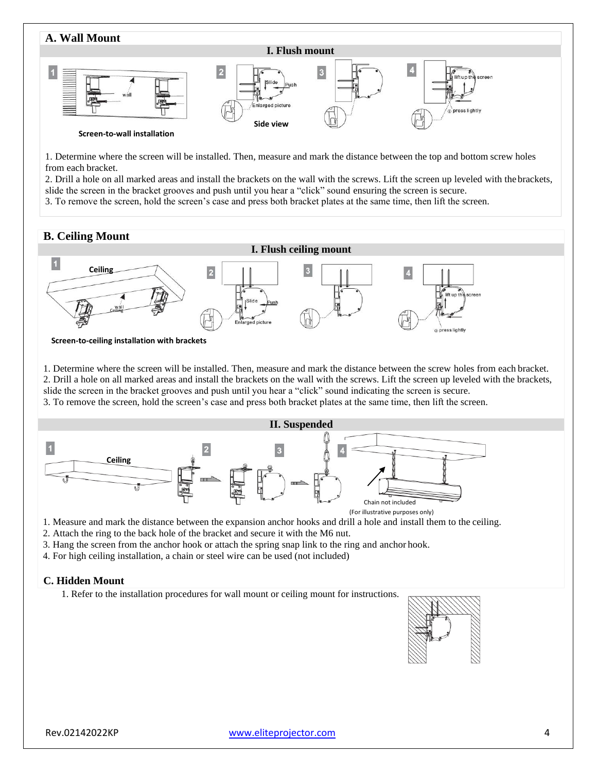## A. Wall Mount

### I. Flush mount

Screen-to-wall installation

Side view

1. Determine where the screen will be installed. Then, measure and mark the distance between the top and bottom screw holes from each bracket.
2. Drill a hole on all marked areas and install the brackets on the wall with the screws. Lift the screen up leveled with the brackets, slide the screen in the bracket grooves and push until you hear a "click" sound ensuring the screen is secure.
3. To remove the screen, hold the screen's case and press both bracket plates at the same time, then lift the screen.

## B. Ceiling Mount

### I. Flush ceiling mount

Screen-to-ceiling installation with brackets

1. Determine where the screen will be installed. Then, measure and mark the distance between the screw holes from each bracket.
2. Drill a hole on all marked areas and install the brackets on the wall with the screws. Lift the screen up leveled with the brackets, slide the screen in the bracket grooves and push until you hear a "click" sound indicating the screen is secure.
3. To remove the screen, hold the screen's case and press both bracket plates at the same time, then lift the screen.

### II. Suspended

Chain not included

(For illustrative purposes only)

1. Measure and mark the distance between the expansion anchor hooks and drill a hole and install them to the ceiling.
2. Attach the ring to the back hole of the bracket and secure it with the M6 nut.
3. Hang the screen from the anchor hook or attach the spring snap link to the ring and anchor hook.
4. For high ceiling installation, a chain or steel wire can be used (not included)

## C. Hidden Mount

1. Refer to the installation procedures for wall mount or ceiling mount for instructions.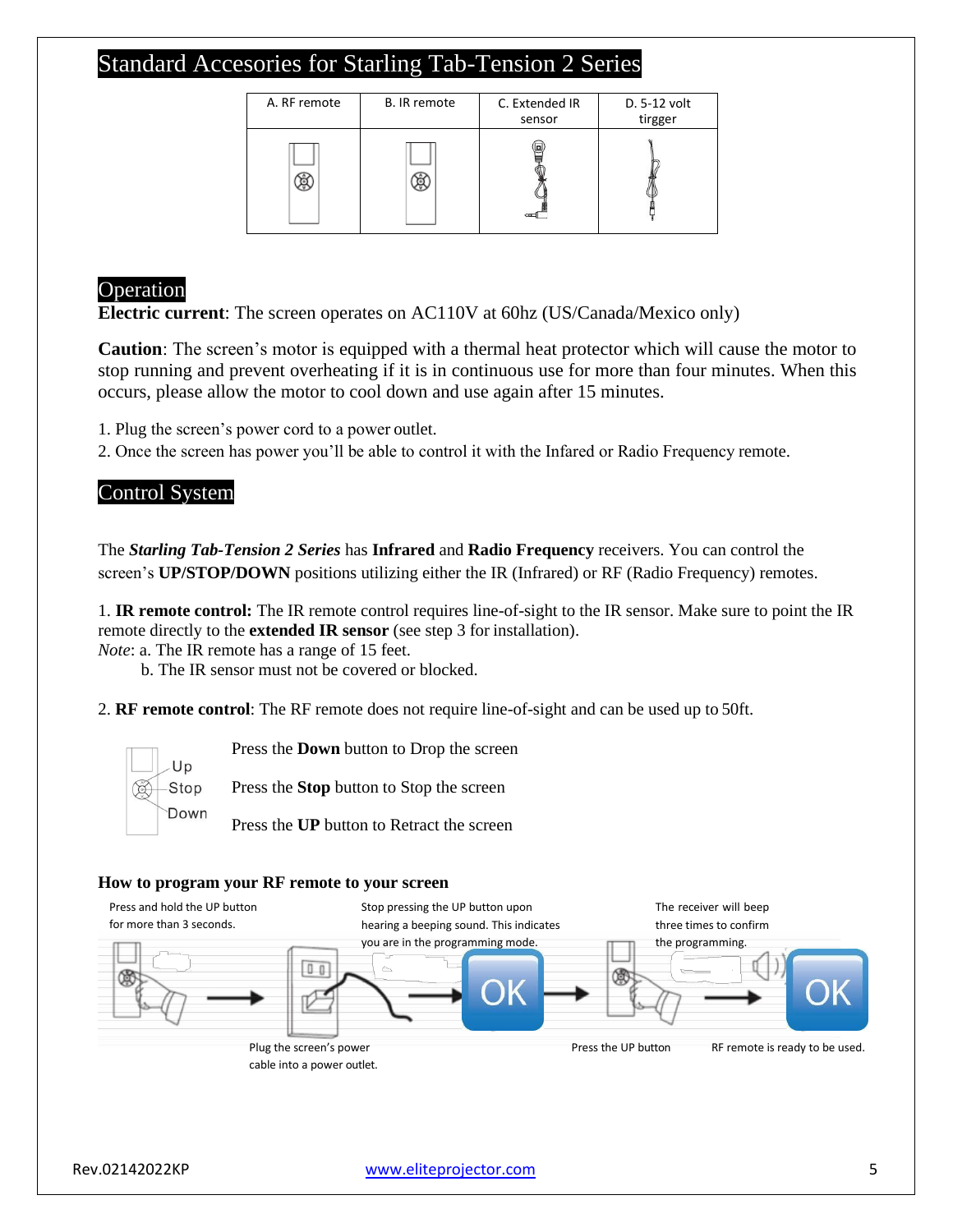## Standard Accesories for Starling Tab-Tension 2 Series

| A. RF remote | B. IR remote | C. Extended IR sensor | D. 5-12 volt tirgger |
|---|---|---|---|
| | | | |

## Operation

**Electric current**: The screen operates on AC110V at 60hz (US/Canada/Mexico only)

**Caution**: The screen's motor is equipped with a thermal heat protector which will cause the motor to stop running and prevent overheating if it is in continuous use for more than four minutes. When this occurs, please allow the motor to cool down and use again after 15 minutes.

1. Plug the screen's power cord to a power outlet.
2. Once the screen has power you'll be able to control it with the Infared or Radio Frequency remote.

## Control System

The ***Starling Tab-Tension 2 Series*** has **Infrared** and **Radio Frequency** receivers. You can control the screen's **UP/STOP/DOWN** positions utilizing either the IR (Infrared) or RF (Radio Frequency) remotes.

1. **IR remote control:** The IR remote control requires line-of-sight to the IR sensor. Make sure to point the IR remote directly to the **extended IR sensor** (see step 3 for installation).

*Note*: a. The IR remote has a range of 15 feet.

b. The IR sensor must not be covered or blocked.

2. **RF remote control**: The RF remote does not require line-of-sight and can be used up to 50ft.

Up
Stop
Down

Press the **Down** button to Drop the screen

Press the **Stop** button to Stop the screen

Press the **UP** button to Retract the screen

**How to program your RF remote to your screen**

Press and hold the UP button for more than 3 seconds.

Plug the screen's power cable into a power outlet.

Stop pressing the UP button upon hearing a beeping sound. This indicates you are in the programming mode.

OK

Press the UP button

The receiver will beep three times to confirm the programming.

OK

RF remote is ready to be used.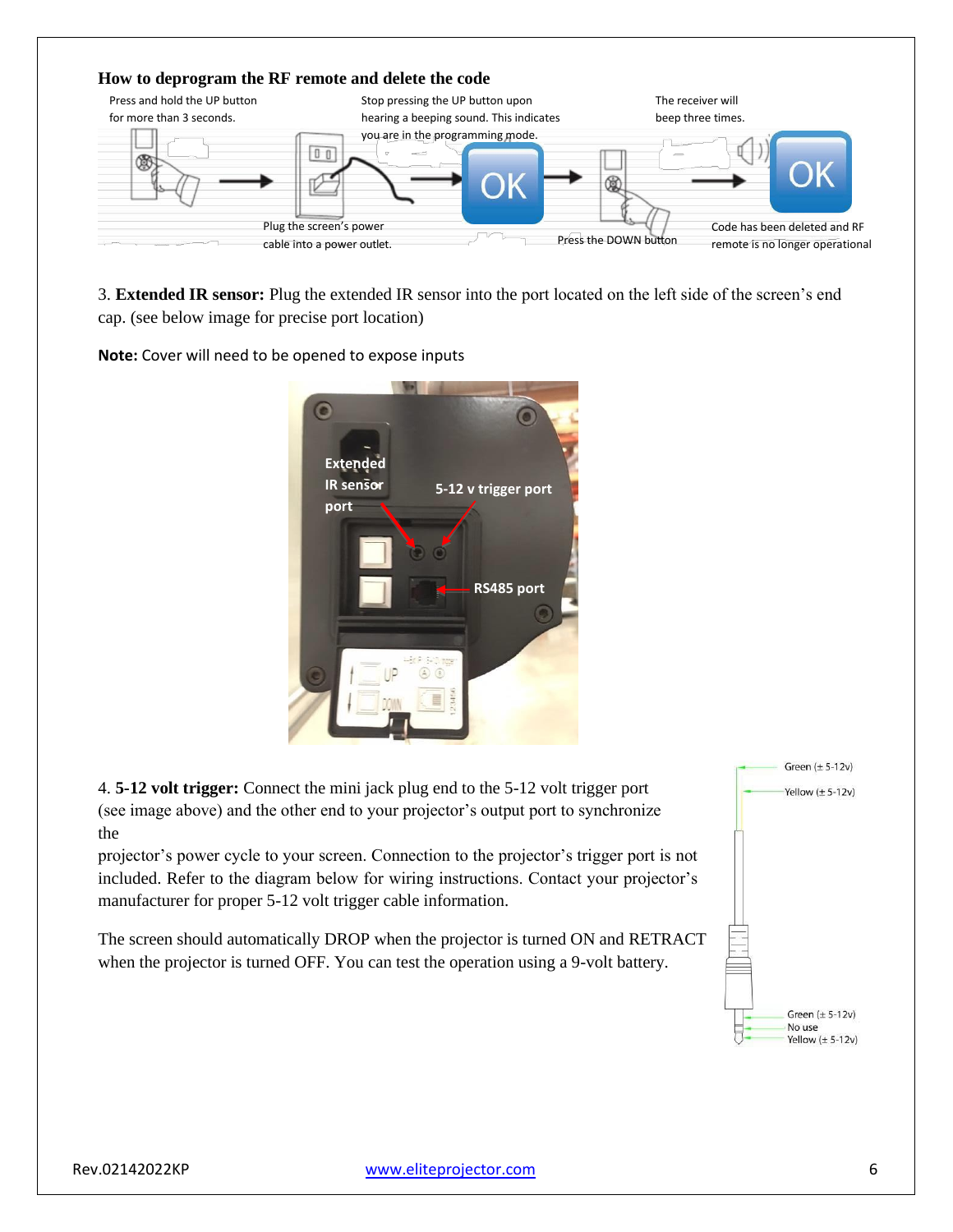## How to deprogram the RF remote and delete the code

Press and hold the UP button for more than 3 seconds.

Plug the screen's power cable into a power outlet.

Stop pressing the UP button upon hearing a beeping sound. This indicates you are in the programming mode.

OK

Press the DOWN button

The receiver will beep three times.

OK

Code has been deleted and RF remote is no longer operational

3. **Extended IR sensor:** Plug the extended IR sensor into the port located on the left side of the screen's end cap. (see below image for precise port location)

**Note:** Cover will need to be opened to expose inputs

Extended IR sensor port

5-12 v trigger port

RS485 port

4. **5-12 volt trigger:** Connect the mini jack plug end to the 5-12 volt trigger port (see image above) and the other end to your projector's output port to synchronize the projector's power cycle to your screen. Connection to the projector's trigger port is not included. Refer to the diagram below for wiring instructions. Contact your projector's manufacturer for proper 5-12 volt trigger cable information.

The screen should automatically DROP when the projector is turned ON and RETRACT when the projector is turned OFF. You can test the operation using a 9-volt battery.

Green (± 5-12v)
Yellow (± 5-12v)

Green (± 5-12v)
No use
Yellow (± 5-12v)

Rev.02142022KP www.eliteprojector.com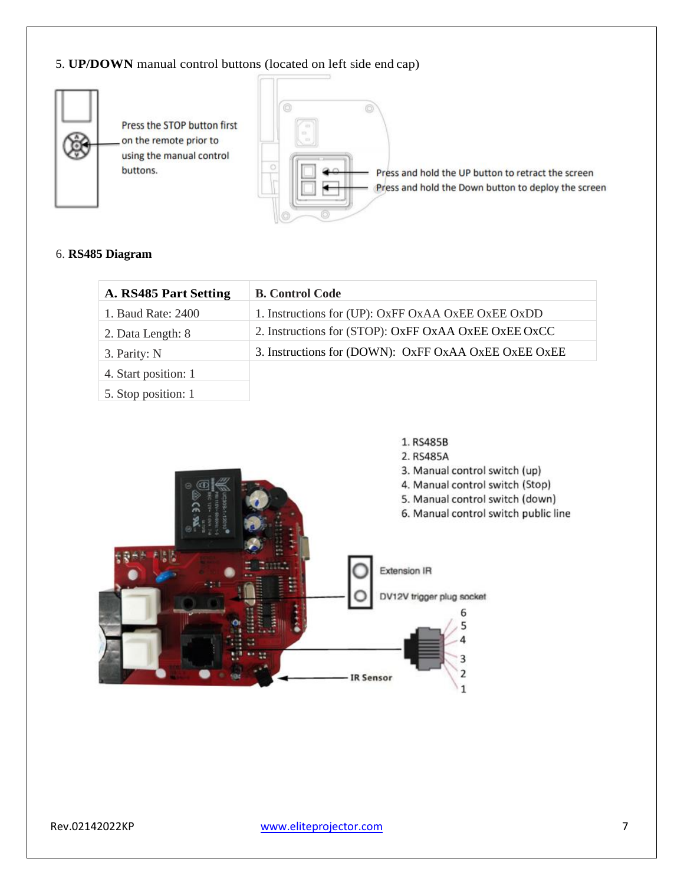5. **UP/DOWN** manual control buttons (located on left side end cap)

Press the STOP button first on the remote prior to using the manual control buttons.

Press and hold the UP button to retract the screen

Press and hold the Down button to deploy the screen

6. **RS485 Diagram**

| A. RS485 Part Setting | B. Control Code |
|---|---|
| 1. Baud Rate: 2400 | 1. Instructions for (UP): OxFF OxAA OxEE OxEE OxDD |
| 2. Data Length: 8 | 2. Instructions for (STOP): OxFF OxAA OxEE OxEE OxCC |
| 3. Parity: N | 3. Instructions for (DOWN): OxFF OxAA OxEE OxEE OxEE |
| 4. Start position: 1 | |
| 5. Stop position: 1 | |

1. RS485B
2. RS485A
3. Manual control switch (up)
4. Manual control switch (Stop)
5. Manual control switch (down)
6. Manual control switch public line

Extension IR

DV12V trigger plug socket

IR Sensor

6
5
4
3
2
1